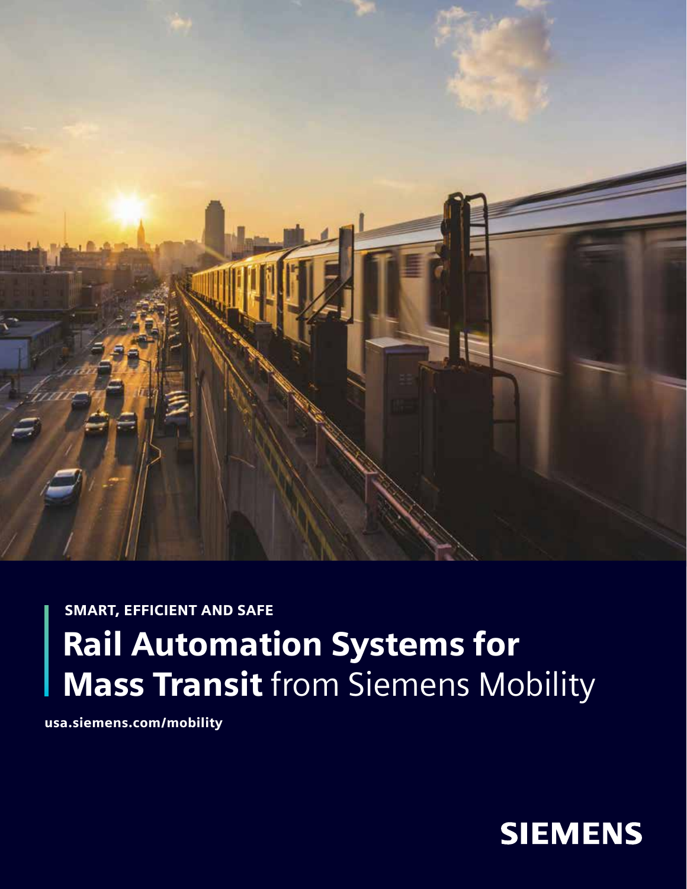SMART, EFFICIENT AND SAFE

# Rail Automation Systems for Mass Transit from Siemens Mobility

**usa.siemens.com/mobility**

SIEMENS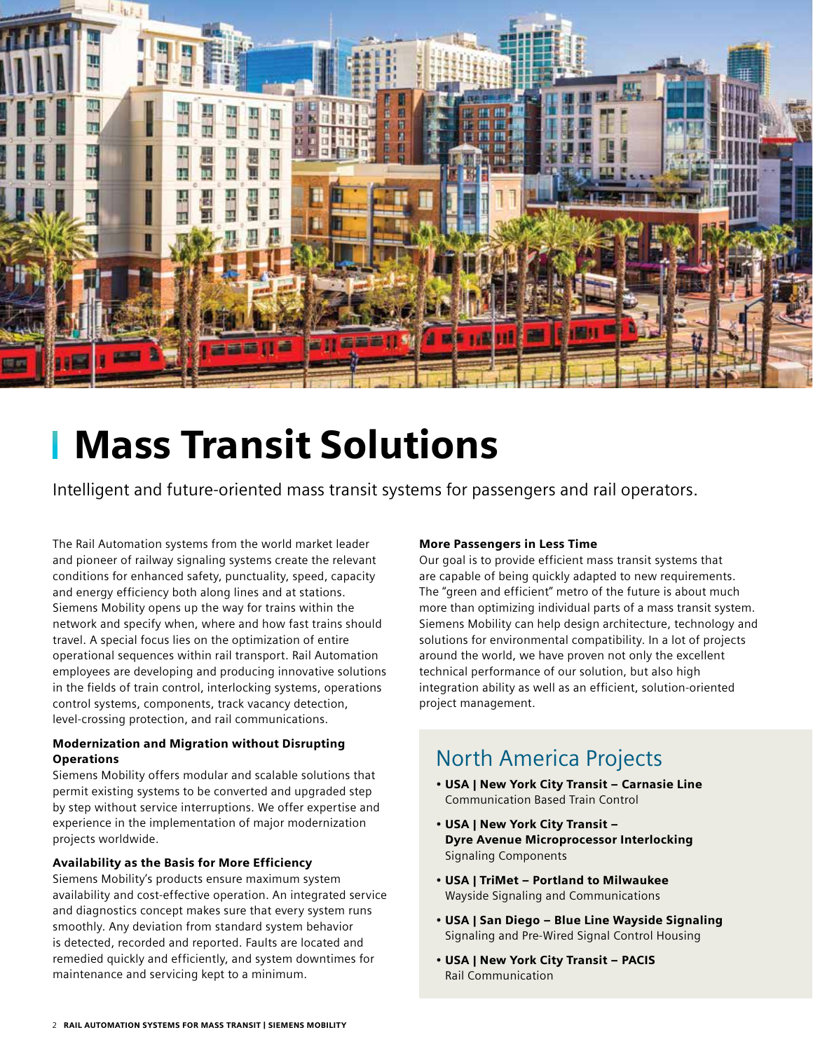# Mass Transit Solutions

Intelligent and future-oriented mass transit systems for passengers and rail operators.

The Rail Automation systems from the world market leader and pioneer of railway signaling systems create the relevant conditions for enhanced safety, punctuality, speed, capacity and energy efficiency both along lines and at stations. Siemens Mobility opens up the way for trains within the network and specify when, where and how fast trains should travel. A special focus lies on the optimization of entire operational sequences within rail transport. Rail Automation employees are developing and producing innovative solutions in the fields of train control, interlocking systems, operations control systems, components, track vacancy detection, level-crossing protection, and rail communications.

### Modernization and Migration without Disrupting Operations

Siemens Mobility offers modular and scalable solutions that permit existing systems to be converted and upgraded step by step without service interruptions. We offer expertise and experience in the implementation of major modernization projects worldwide.

### Availability as the Basis for More Efficiency

Siemens Mobility's products ensure maximum system availability and cost-effective operation. An integrated service and diagnostics concept makes sure that every system runs smoothly. Any deviation from standard system behavior is detected, recorded and reported. Faults are located and remedied quickly and efficiently, and system downtimes for maintenance and servicing kept to a minimum.

### More Passengers in Less Time

Our goal is to provide efficient mass transit systems that are capable of being quickly adapted to new requirements. The "green and efficient" metro of the future is about much more than optimizing individual parts of a mass transit system. Siemens Mobility can help design architecture, technology and solutions for environmental compatibility. In a lot of projects around the world, we have proven not only the excellent technical performance of our solution, but also high integration ability as well as an efficient, solution-oriented project management.

## North America Projects

- **USA | New York City Transit – Carnasie Line**
  Communication Based Train Control
- **USA | New York City Transit – Dyre Avenue Microprocessor Interlocking**
  Signaling Components
- **USA | TriMet – Portland to Milwaukee**
  Wayside Signaling and Communications
- **USA | San Diego – Blue Line Wayside Signaling**
  Signaling and Pre-Wired Signal Control Housing
- **USA | New York City Transit – PACIS**
  Rail Communication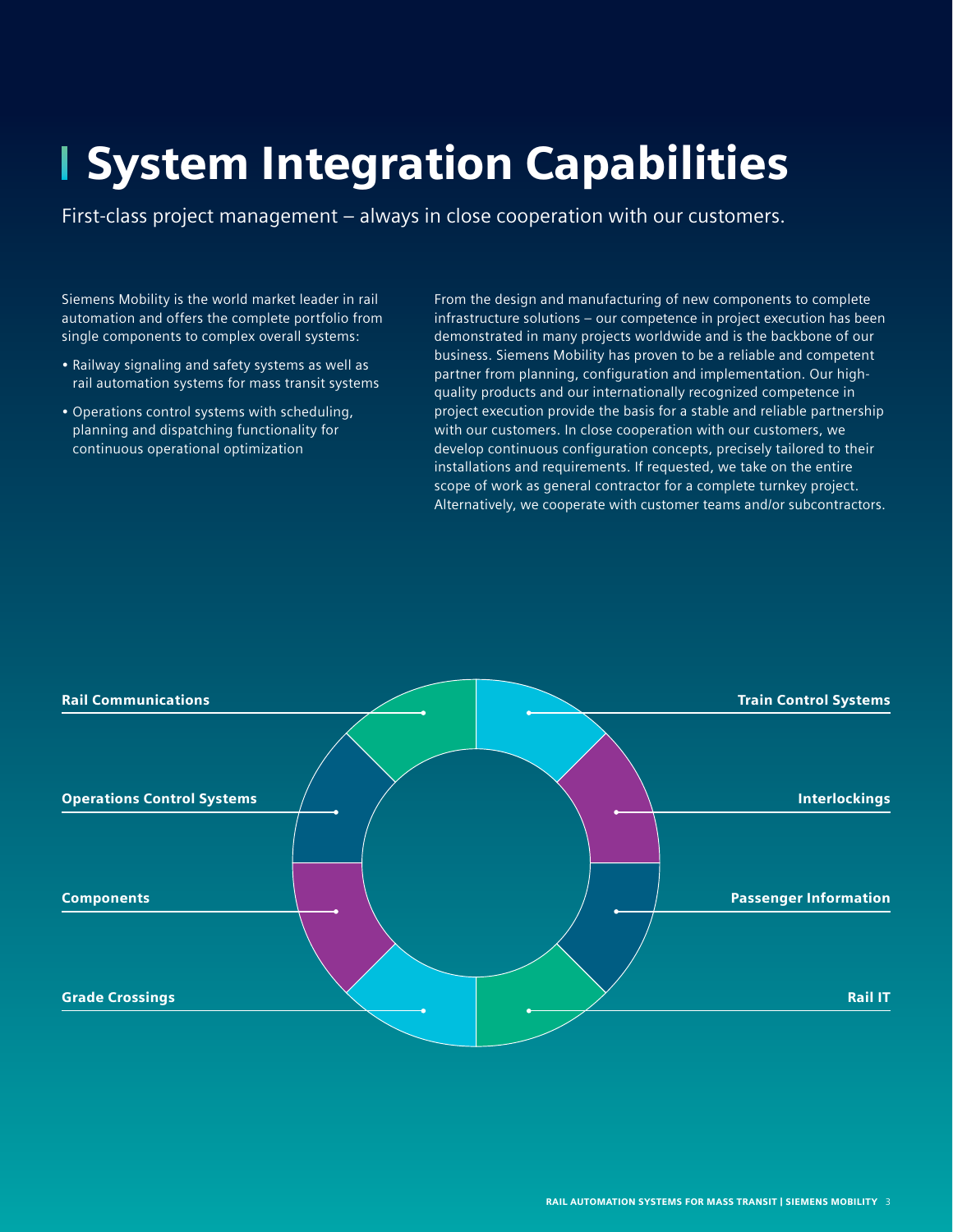# System Integration Capabilities

First-class project management – always in close cooperation with our customers.

Siemens Mobility is the world market leader in rail automation and offers the complete portfolio from single components to complex overall systems:

- Railway signaling and safety systems as well as rail automation systems for mass transit systems
- Operations control systems with scheduling, planning and dispatching functionality for continuous operational optimization

From the design and manufacturing of new components to complete infrastructure solutions – our competence in project execution has been demonstrated in many projects worldwide and is the backbone of our business. Siemens Mobility has proven to be a reliable and competent partner from planning, configuration and implementation. Our high-quality products and our internationally recognized competence in project execution provide the basis for a stable and reliable partnership with our customers. In close cooperation with our customers, we develop continuous configuration concepts, precisely tailored to their installations and requirements. If requested, we take on the entire scope of work as general contractor for a complete turnkey project. Alternatively, we cooperate with customer teams and/or subcontractors.

**Rail Communications**

**Train Control Systems**

**Operations Control Systems**

**Interlockings**

**Components**

**Passenger Information**

**Grade Crossings**

**Rail IT**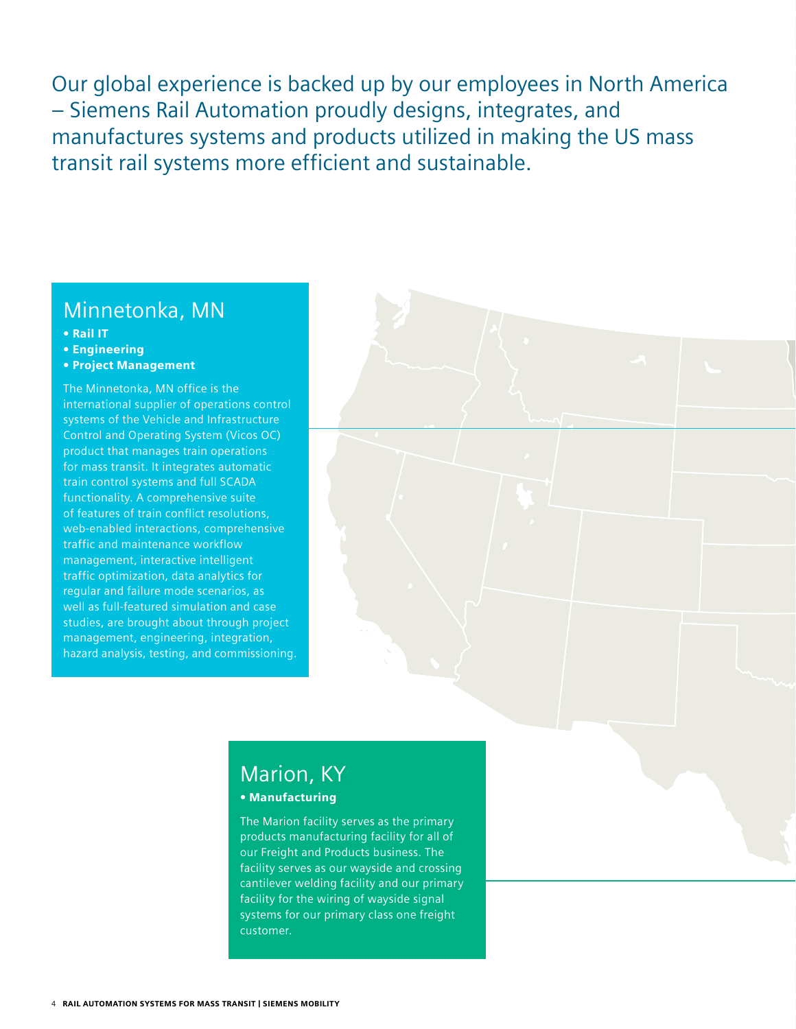Our global experience is backed up by our employees in North America – Siemens Rail Automation proudly designs, integrates, and manufactures systems and products utilized in making the US mass transit rail systems more efficient and sustainable.

## Minnetonka, MN

- **Rail IT**
- **Engineering**
- **Project Management**

The Minnetonka, MN office is the international supplier of operations control systems of the Vehicle and Infrastructure Control and Operating System (Vicos OC) product that manages train operations for mass transit. It integrates automatic train control systems and full SCADA functionality. A comprehensive suite of features of train conflict resolutions, web-enabled interactions, comprehensive traffic and maintenance workflow management, interactive intelligent traffic optimization, data analytics for regular and failure mode scenarios, as well as full-featured simulation and case studies, are brought about through project management, engineering, integration, hazard analysis, testing, and commissioning.

## Marion, KY

- **Manufacturing**

The Marion facility serves as the primary products manufacturing facility for all of our Freight and Products business. The facility serves as our wayside and crossing cantilever welding facility and our primary facility for the wiring of wayside signal systems for our primary class one freight customer.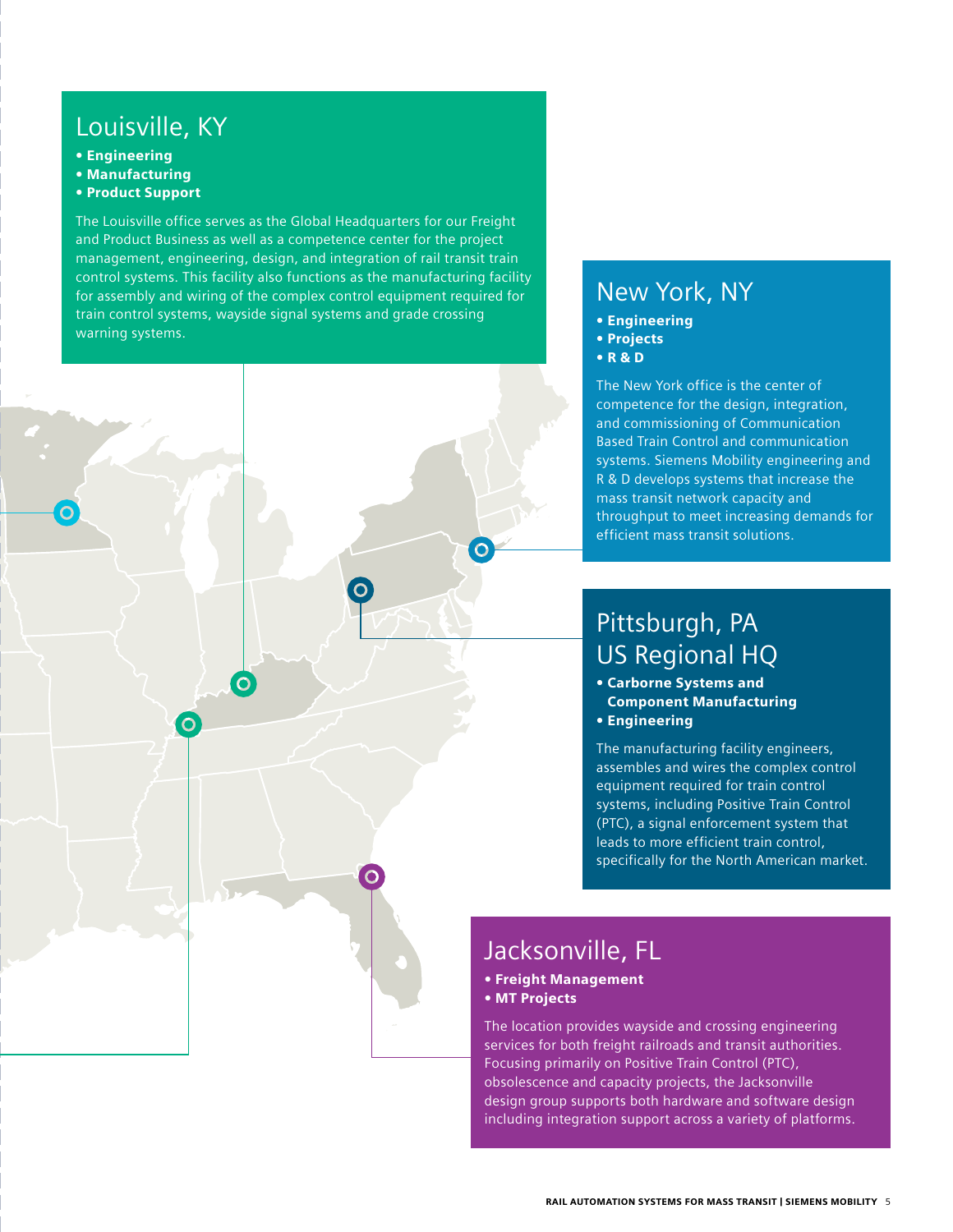## Louisville, KY

- **Engineering**
- **Manufacturing**
- **Product Support**

The Louisville office serves as the Global Headquarters for our Freight and Product Business as well as a competence center for the project management, engineering, design, and integration of rail transit train control systems. This facility also functions as the manufacturing facility for assembly and wiring of the complex control equipment required for train control systems, wayside signal systems and grade crossing warning systems.

## New York, NY

- **Engineering**
- **Projects**
- **R & D**

The New York office is the center of competence for the design, integration, and commissioning of Communication Based Train Control and communication systems. Siemens Mobility engineering and R & D develops systems that increase the mass transit network capacity and throughput to meet increasing demands for efficient mass transit solutions.

## Pittsburgh, PA US Regional HQ

- **Carborne Systems and Component Manufacturing**
- **Engineering**

The manufacturing facility engineers, assembles and wires the complex control equipment required for train control systems, including Positive Train Control (PTC), a signal enforcement system that leads to more efficient train control, specifically for the North American market.

## Jacksonville, FL

- **Freight Management**
- **MT Projects**

The location provides wayside and crossing engineering services for both freight railroads and transit authorities. Focusing primarily on Positive Train Control (PTC), obsolescence and capacity projects, the Jacksonville design group supports both hardware and software design including integration support across a variety of platforms.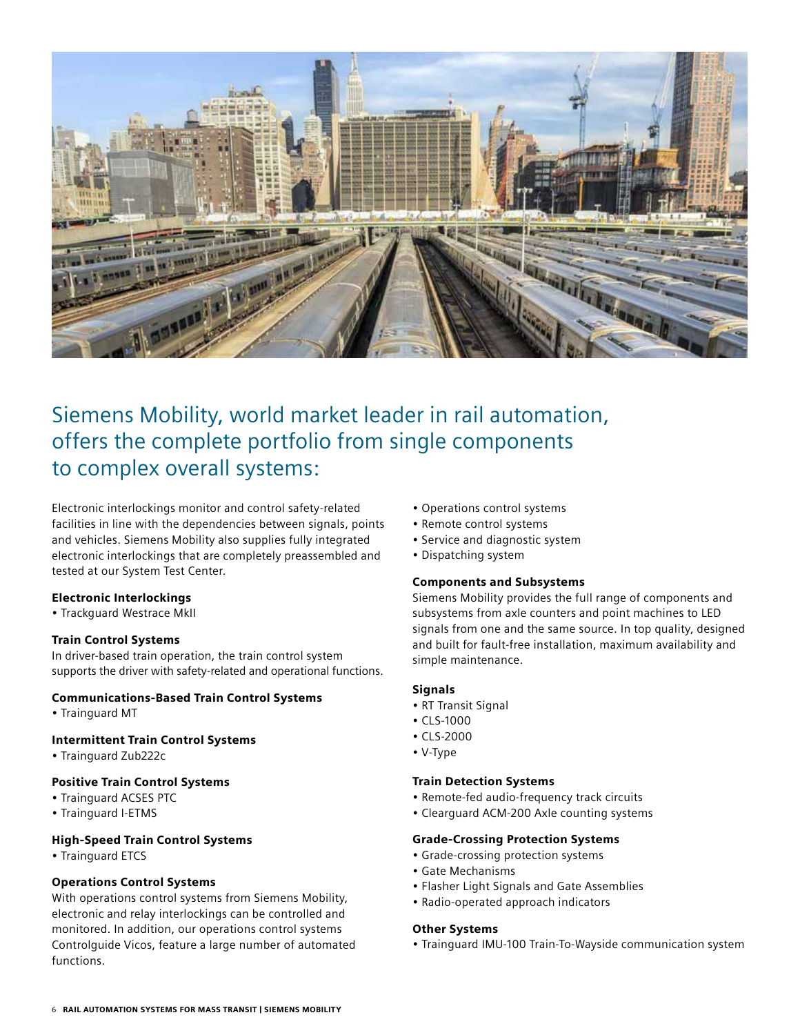## Siemens Mobility, world market leader in rail automation, offers the complete portfolio from single components to complex overall systems:

Electronic interlockings monitor and control safety-related facilities in line with the dependencies between signals, points and vehicles. Siemens Mobility also supplies fully integrated electronic interlockings that are completely preassembled and tested at our System Test Center.

**Electronic Interlockings**

- Trackguard Westrace MkII

**Train Control Systems**

In driver-based train operation, the train control system supports the driver with safety-related and operational functions.

**Communications-Based Train Control Systems**

- Trainguard MT

**Intermittent Train Control Systems**

- Trainguard Zub222c

**Positive Train Control Systems**

- Trainguard ACSES PTC
- Trainguard I-ETMS

**High-Speed Train Control Systems**

- Trainguard ETCS

**Operations Control Systems**

With operations control systems from Siemens Mobility, electronic and relay interlockings can be controlled and monitored. In addition, our operations control systems Controlguide Vicos, feature a large number of automated functions.

- Operations control systems
- Remote control systems
- Service and diagnostic system
- Dispatching system

**Components and Subsystems**

Siemens Mobility provides the full range of components and subsystems from axle counters and point machines to LED signals from one and the same source. In top quality, designed and built for fault-free installation, maximum availability and simple maintenance.

**Signals**

- RT Transit Signal
- CLS-1000
- CLS-2000
- V-Type

**Train Detection Systems**

- Remote-fed audio-frequency track circuits
- Clearguard ACM-200 Axle counting systems

**Grade-Crossing Protection Systems**

- Grade-crossing protection systems
- Gate Mechanisms
- Flasher Light Signals and Gate Assemblies
- Radio-operated approach indicators

**Other Systems**

- Trainguard IMU-100 Train-To-Wayside communication system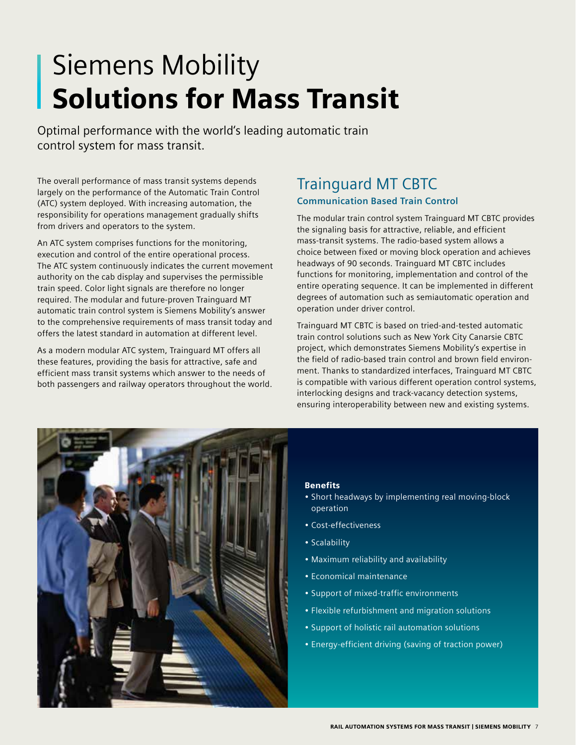# Siemens Mobility
# Solutions for Mass Transit

Optimal performance with the world's leading automatic train control system for mass transit.

The overall performance of mass transit systems depends largely on the performance of the Automatic Train Control (ATC) system deployed. With increasing automation, the responsibility for operations management gradually shifts from drivers and operators to the system.

An ATC system comprises functions for the monitoring, execution and control of the entire operational process. The ATC system continuously indicates the current movement authority on the cab display and supervises the permissible train speed. Color light signals are therefore no longer required. The modular and future-proven Trainguard MT automatic train control system is Siemens Mobility's answer to the comprehensive requirements of mass transit today and offers the latest standard in automation at different level.

As a modern modular ATC system, Trainguard MT offers all these features, providing the basis for attractive, safe and efficient mass transit systems which answer to the needs of both passengers and railway operators throughout the world.

## Trainguard MT CBTC

### Communication Based Train Control

The modular train control system Trainguard MT CBTC provides the signaling basis for attractive, reliable, and efficient mass-transit systems. The radio-based system allows a choice between fixed or moving block operation and achieves headways of 90 seconds. Trainguard MT CBTC includes functions for monitoring, implementation and control of the entire operating sequence. It can be implemented in different degrees of automation such as semiautomatic operation and operation under driver control.

Trainguard MT CBTC is based on tried-and-tested automatic train control solutions such as New York City Canarsie CBTC project, which demonstrates Siemens Mobility's expertise in the field of radio-based train control and brown field environment. Thanks to standardized interfaces, Trainguard MT CBTC is compatible with various different operation control systems, interlocking designs and track-vacancy detection systems, ensuring interoperability between new and existing systems.

**Benefits**

- Short headways by implementing real moving-block operation
- Cost-effectiveness
- Scalability
- Maximum reliability and availability
- Economical maintenance
- Support of mixed-traffic environments
- Flexible refurbishment and migration solutions
- Support of holistic rail automation solutions
- Energy-efficient driving (saving of traction power)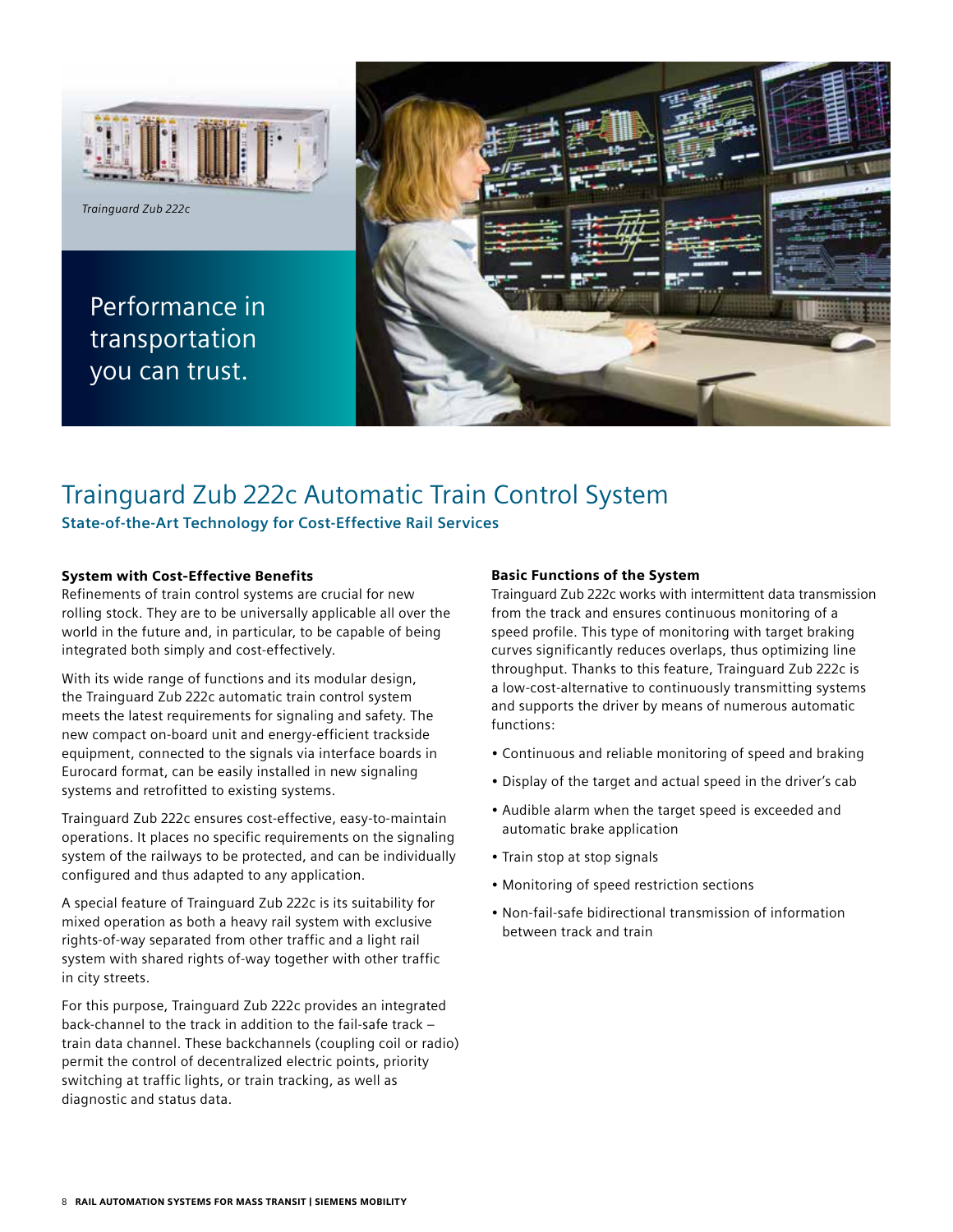*Trainguard Zub 222c*

Performance in transportation you can trust.

# Trainguard Zub 222c Automatic Train Control System

**State-of-the-Art Technology for Cost-Effective Rail Services**

### System with Cost-Effective Benefits

Refinements of train control systems are crucial for new rolling stock. They are to be universally applicable all over the world in the future and, in particular, to be capable of being integrated both simply and cost-effectively.

With its wide range of functions and its modular design, the Trainguard Zub 222c automatic train control system meets the latest requirements for signaling and safety. The new compact on-board unit and energy-efficient trackside equipment, connected to the signals via interface boards in Eurocard format, can be easily installed in new signaling systems and retrofitted to existing systems.

Trainguard Zub 222c ensures cost-effective, easy-to-maintain operations. It places no specific requirements on the signaling system of the railways to be protected, and can be individually configured and thus adapted to any application.

A special feature of Trainguard Zub 222c is its suitability for mixed operation as both a heavy rail system with exclusive rights-of-way separated from other traffic and a light rail system with shared rights of-way together with other traffic in city streets.

For this purpose, Trainguard Zub 222c provides an integrated back-channel to the track in addition to the fail-safe track – train data channel. These backchannels (coupling coil or radio) permit the control of decentralized electric points, priority switching at traffic lights, or train tracking, as well as diagnostic and status data.

### Basic Functions of the System

Trainguard Zub 222c works with intermittent data transmission from the track and ensures continuous monitoring of a speed profile. This type of monitoring with target braking curves significantly reduces overlaps, thus optimizing line throughput. Thanks to this feature, Trainguard Zub 222c is a low-cost-alternative to continuously transmitting systems and supports the driver by means of numerous automatic functions:

- Continuous and reliable monitoring of speed and braking
- Display of the target and actual speed in the driver's cab
- Audible alarm when the target speed is exceeded and automatic brake application
- Train stop at stop signals
- Monitoring of speed restriction sections
- Non-fail-safe bidirectional transmission of information between track and train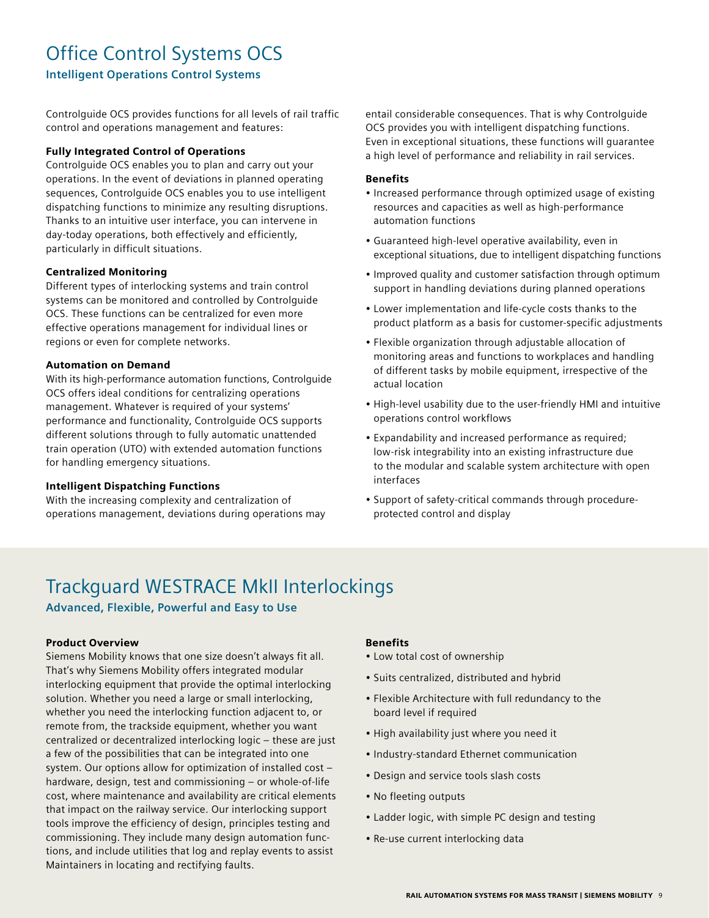# Office Control Systems OCS

**Intelligent Operations Control Systems**

Controlguide OCS provides functions for all levels of rail traffic control and operations management and features:

### Fully Integrated Control of Operations

Controlguide OCS enables you to plan and carry out your operations. In the event of deviations in planned operating sequences, Controlguide OCS enables you to use intelligent dispatching functions to minimize any resulting disruptions. Thanks to an intuitive user interface, you can intervene in day-today operations, both effectively and efficiently, particularly in difficult situations.

### Centralized Monitoring

Different types of interlocking systems and train control systems can be monitored and controlled by Controlguide OCS. These functions can be centralized for even more effective operations management for individual lines or regions or even for complete networks.

### Automation on Demand

With its high-performance automation functions, Controlguide OCS offers ideal conditions for centralizing operations management. Whatever is required of your systems' performance and functionality, Controlguide OCS supports different solutions through to fully automatic unattended train operation (UTO) with extended automation functions for handling emergency situations.

### Intelligent Dispatching Functions

With the increasing complexity and centralization of operations management, deviations during operations may entail considerable consequences. That is why Controlguide OCS provides you with intelligent dispatching functions. Even in exceptional situations, these functions will guarantee a high level of performance and reliability in rail services.

### Benefits

- Increased performance through optimized usage of existing resources and capacities as well as high-performance automation functions
- Guaranteed high-level operative availability, even in exceptional situations, due to intelligent dispatching functions
- Improved quality and customer satisfaction through optimum support in handling deviations during planned operations
- Lower implementation and life-cycle costs thanks to the product platform as a basis for customer-specific adjustments
- Flexible organization through adjustable allocation of monitoring areas and functions to workplaces and handling of different tasks by mobile equipment, irrespective of the actual location
- High-level usability due to the user-friendly HMI and intuitive operations control workflows
- Expandability and increased performance as required; low-risk integrability into an existing infrastructure due to the modular and scalable system architecture with open interfaces
- Support of safety-critical commands through procedure-protected control and display

# Trackguard WESTRACE MkII Interlockings

**Advanced, Flexible, Powerful and Easy to Use**

### Product Overview

Siemens Mobility knows that one size doesn't always fit all. That's why Siemens Mobility offers integrated modular interlocking equipment that provide the optimal interlocking solution. Whether you need a large or small interlocking, whether you need the interlocking function adjacent to, or remote from, the trackside equipment, whether you want centralized or decentralized interlocking logic – these are just a few of the possibilities that can be integrated into one system. Our options allow for optimization of installed cost – hardware, design, test and commissioning – or whole-of-life cost, where maintenance and availability are critical elements that impact on the railway service. Our interlocking support tools improve the efficiency of design, principles testing and commissioning. They include many design automation functions, and include utilities that log and replay events to assist Maintainers in locating and rectifying faults.

### Benefits

- Low total cost of ownership
- Suits centralized, distributed and hybrid
- Flexible Architecture with full redundancy to the board level if required
- High availability just where you need it
- Industry-standard Ethernet communication
- Design and service tools slash costs
- No fleeting outputs
- Ladder logic, with simple PC design and testing
- Re-use current interlocking data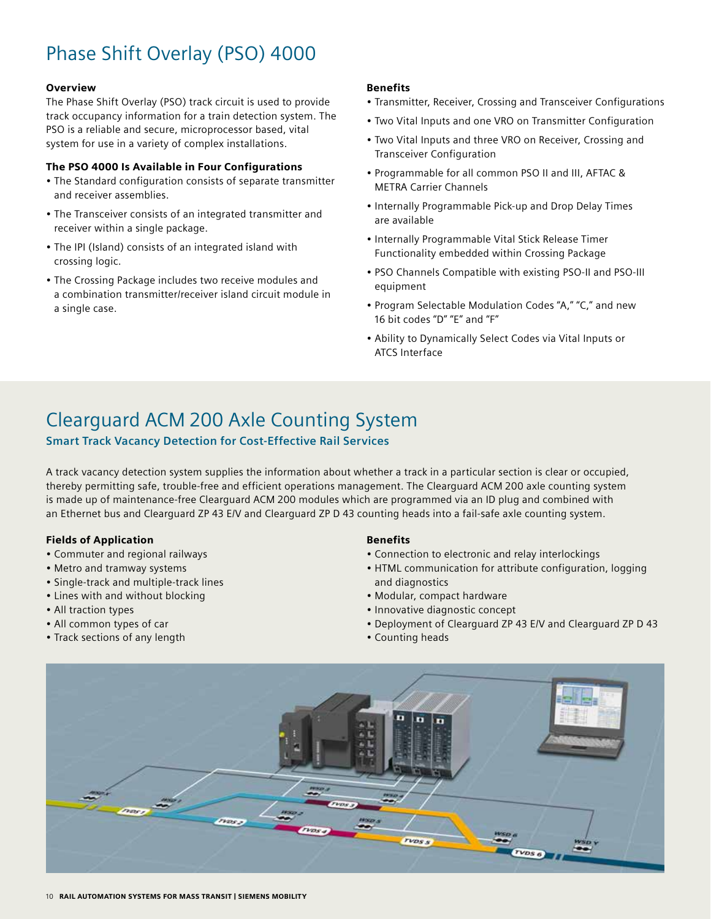# Phase Shift Overlay (PSO) 4000

### Overview

The Phase Shift Overlay (PSO) track circuit is used to provide track occupancy information for a train detection system. The PSO is a reliable and secure, microprocessor based, vital system for use in a variety of complex installations.

### The PSO 4000 Is Available in Four Configurations

- The Standard configuration consists of separate transmitter and receiver assemblies.
- The Transceiver consists of an integrated transmitter and receiver within a single package.
- The IPI (Island) consists of an integrated island with crossing logic.
- The Crossing Package includes two receive modules and a combination transmitter/receiver island circuit module in a single case.

### Benefits

- Transmitter, Receiver, Crossing and Transceiver Configurations
- Two Vital Inputs and one VRO on Transmitter Configuration
- Two Vital Inputs and three VRO on Receiver, Crossing and Transceiver Configuration
- Programmable for all common PSO II and III, AFTAC & METRA Carrier Channels
- Internally Programmable Pick-up and Drop Delay Times are available
- Internally Programmable Vital Stick Release Timer Functionality embedded within Crossing Package
- PSO Channels Compatible with existing PSO-II and PSO-III equipment
- Program Selectable Modulation Codes "A," "C," and new 16 bit codes "D" "E" and "F"
- Ability to Dynamically Select Codes via Vital Inputs or ATCS Interface

# Clearguard ACM 200 Axle Counting System

## Smart Track Vacancy Detection for Cost-Effective Rail Services

A track vacancy detection system supplies the information about whether a track in a particular section is clear or occupied, thereby permitting safe, trouble-free and efficient operations management. The Clearguard ACM 200 axle counting system is made up of maintenance-free Clearguard ACM 200 modules which are programmed via an ID plug and combined with an Ethernet bus and Clearguard ZP 43 E/V and Clearguard ZP D 43 counting heads into a fail-safe axle counting system.

### Fields of Application

- Commuter and regional railways
- Metro and tramway systems
- Single-track and multiple-track lines
- Lines with and without blocking
- All traction types
- All common types of car
- Track sections of any length

### Benefits

- Connection to electronic and relay interlockings
- HTML communication for attribute configuration, logging and diagnostics
- Modular, compact hardware
- Innovative diagnostic concept
- Deployment of Clearguard ZP 43 E/V and Clearguard ZP D 43
- Counting heads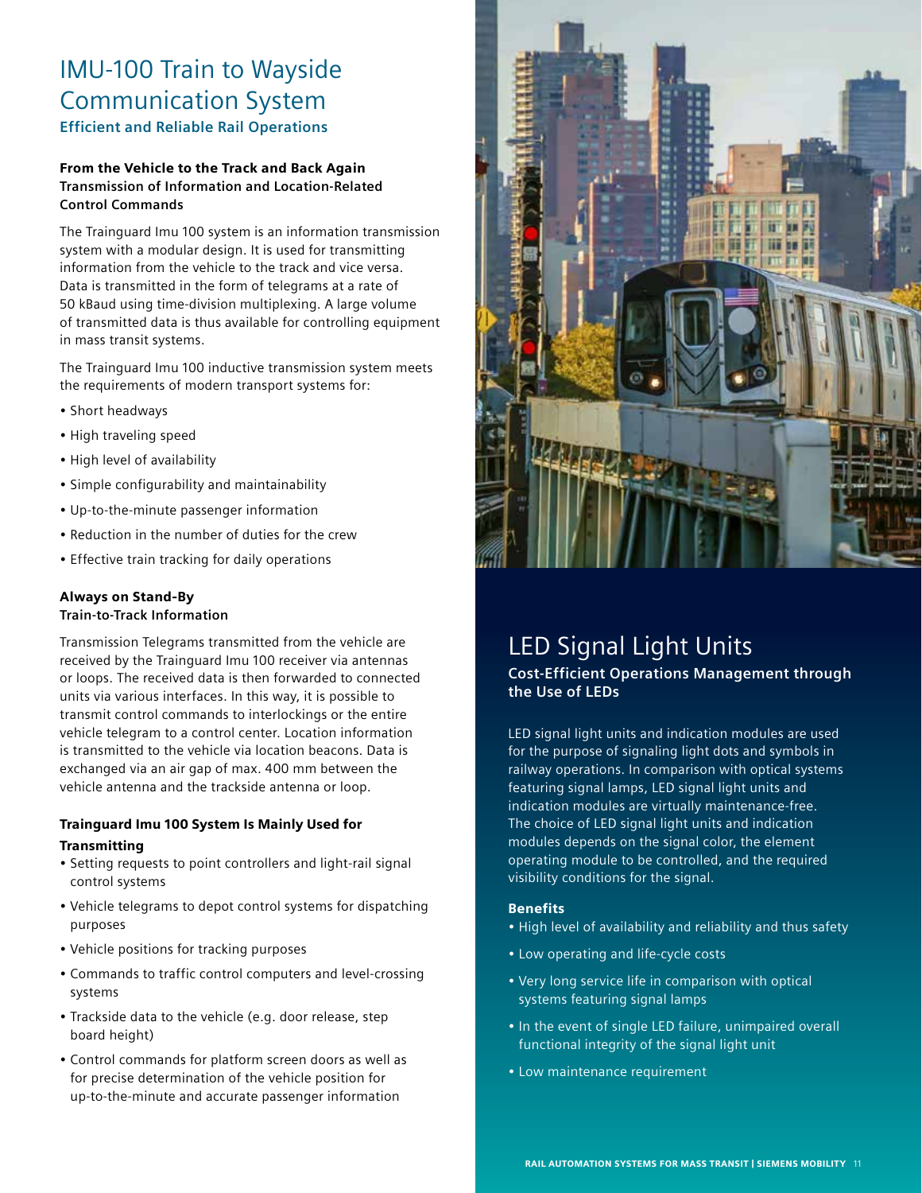# IMU-100 Train to Wayside Communication System

### Efficient and Reliable Rail Operations

**From the Vehicle to the Track and Back Again**
**Transmission of Information and Location-Related Control Commands**

The Trainguard Imu 100 system is an information transmission system with a modular design. It is used for transmitting information from the vehicle to the track and vice versa. Data is transmitted in the form of telegrams at a rate of 50 kBaud using time-division multiplexing. A large volume of transmitted data is thus available for controlling equipment in mass transit systems.

The Trainguard Imu 100 inductive transmission system meets the requirements of modern transport systems for:

- Short headways
- High traveling speed
- High level of availability
- Simple configurability and maintainability
- Up-to-the-minute passenger information
- Reduction in the number of duties for the crew
- Effective train tracking for daily operations

**Always on Stand-By**
**Train-to-Track Information**

Transmission Telegrams transmitted from the vehicle are received by the Trainguard Imu 100 receiver via antennas or loops. The received data is then forwarded to connected units via various interfaces. In this way, it is possible to transmit control commands to interlockings or the entire vehicle telegram to a control center. Location information is transmitted to the vehicle via location beacons. Data is exchanged via an air gap of max. 400 mm between the vehicle antenna and the trackside antenna or loop.

**Trainguard Imu 100 System Is Mainly Used for Transmitting**

- Setting requests to point controllers and light-rail signal control systems
- Vehicle telegrams to depot control systems for dispatching purposes
- Vehicle positions for tracking purposes
- Commands to traffic control computers and level-crossing systems
- Trackside data to the vehicle (e.g. door release, step board height)
- Control commands for platform screen doors as well as for precise determination of the vehicle position for up-to-the-minute and accurate passenger information

# LED Signal Light Units

### Cost-Efficient Operations Management through the Use of LEDs

LED signal light units and indication modules are used for the purpose of signaling light dots and symbols in railway operations. In comparison with optical systems featuring signal lamps, LED signal light units and indication modules are virtually maintenance-free. The choice of LED signal light units and indication modules depends on the signal color, the element operating module to be controlled, and the required visibility conditions for the signal.

**Benefits**

- High level of availability and reliability and thus safety
- Low operating and life-cycle costs
- Very long service life in comparison with optical systems featuring signal lamps
- In the event of single LED failure, unimpaired overall functional integrity of the signal light unit
- Low maintenance requirement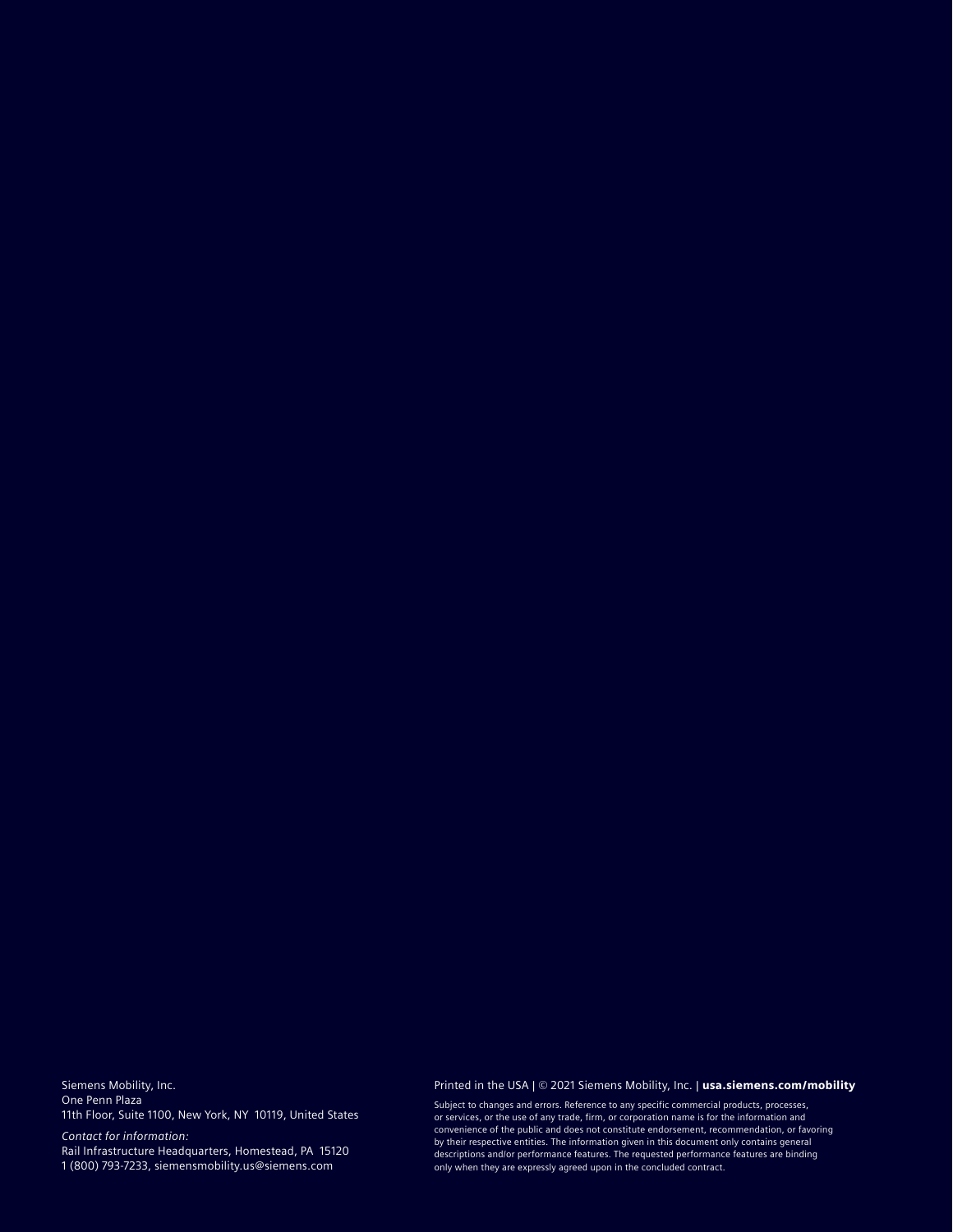Siemens Mobility, Inc.
One Penn Plaza
11th Floor, Suite 1100, New York, NY 10119, United States

*Contact for information:*
Rail Infrastructure Headquarters, Homestead, PA 15120
1 (800) 793-7233, siemensmobility.us@siemens.com

Printed in the USA | © 2021 Siemens Mobility, Inc. | **usa.siemens.com/mobility**

Subject to changes and errors. Reference to any specific commercial products, processes, or services, or the use of any trade, firm, or corporation name is for the information and convenience of the public and does not constitute endorsement, recommendation, or favoring by their respective entities. The information given in this document only contains general descriptions and/or performance features. The requested performance features are binding only when they are expressly agreed upon in the concluded contract.